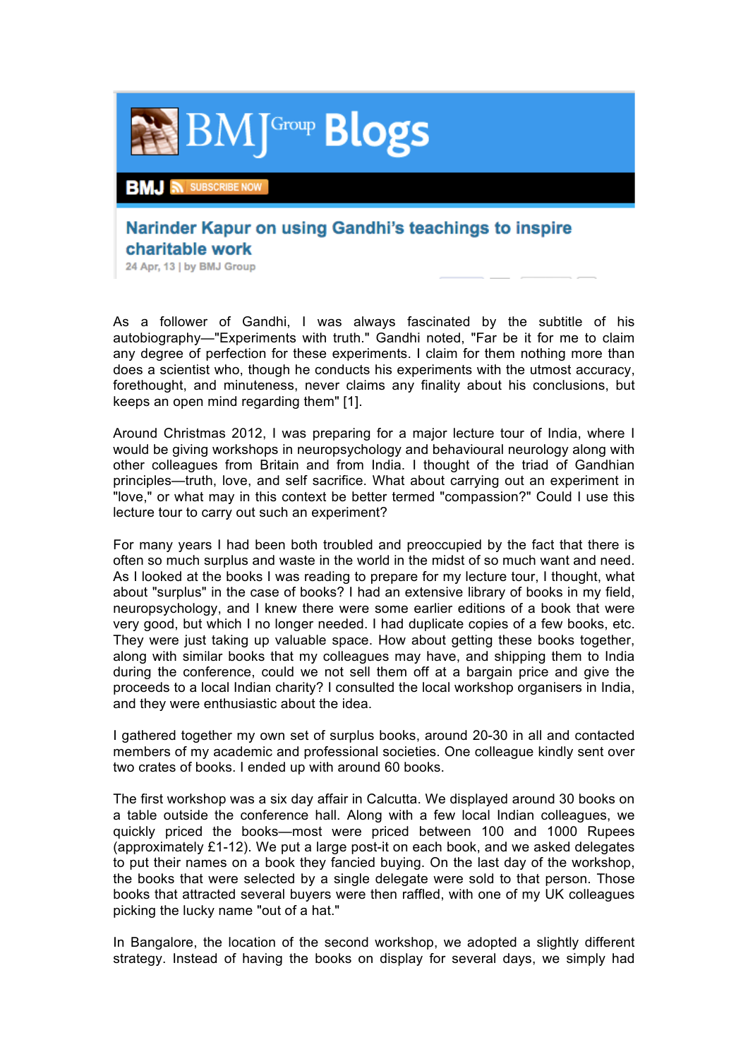BMJ Group Blogs

BMJ SUBSCRIBE NOW

# Narinder Kapur on using Gandhi's teachings to inspire charitable work

24 Apr, 13 | by BMJ Group

As a follower of Gandhi, I was always fascinated by the subtitle of his autobiography—"Experiments with truth." Gandhi noted, "Far be it for me to claim any degree of perfection for these experiments. I claim for them nothing more than does a scientist who, though he conducts his experiments with the utmost accuracy, forethought, and minuteness, never claims any finality about his conclusions, but keeps an open mind regarding them" [1].

Around Christmas 2012, I was preparing for a major lecture tour of India, where I would be giving workshops in neuropsychology and behavioural neurology along with other colleagues from Britain and from India. I thought of the triad of Gandhian principles—truth, love, and self sacrifice. What about carrying out an experiment in "love," or what may in this context be better termed "compassion?" Could I use this lecture tour to carry out such an experiment?

For many years I had been both troubled and preoccupied by the fact that there is often so much surplus and waste in the world in the midst of so much want and need. As I looked at the books I was reading to prepare for my lecture tour, I thought, what about "surplus" in the case of books? I had an extensive library of books in my field, neuropsychology, and I knew there were some earlier editions of a book that were very good, but which I no longer needed. I had duplicate copies of a few books, etc. They were just taking up valuable space. How about getting these books together, along with similar books that my colleagues may have, and shipping them to India during the conference, could we not sell them off at a bargain price and give the proceeds to a local Indian charity? I consulted the local workshop organisers in India, and they were enthusiastic about the idea.

I gathered together my own set of surplus books, around 20-30 in all and contacted members of my academic and professional societies. One colleague kindly sent over two crates of books. I ended up with around 60 books.

The first workshop was a six day affair in Calcutta. We displayed around 30 books on a table outside the conference hall. Along with a few local Indian colleagues, we quickly priced the books—most were priced between 100 and 1000 Rupees (approximately £1-12). We put a large post-it on each book, and we asked delegates to put their names on a book they fancied buying. On the last day of the workshop, the books that were selected by a single delegate were sold to that person. Those books that attracted several buyers were then raffled, with one of my UK colleagues picking the lucky name "out of a hat."

In Bangalore, the location of the second workshop, we adopted a slightly different strategy. Instead of having the books on display for several days, we simply had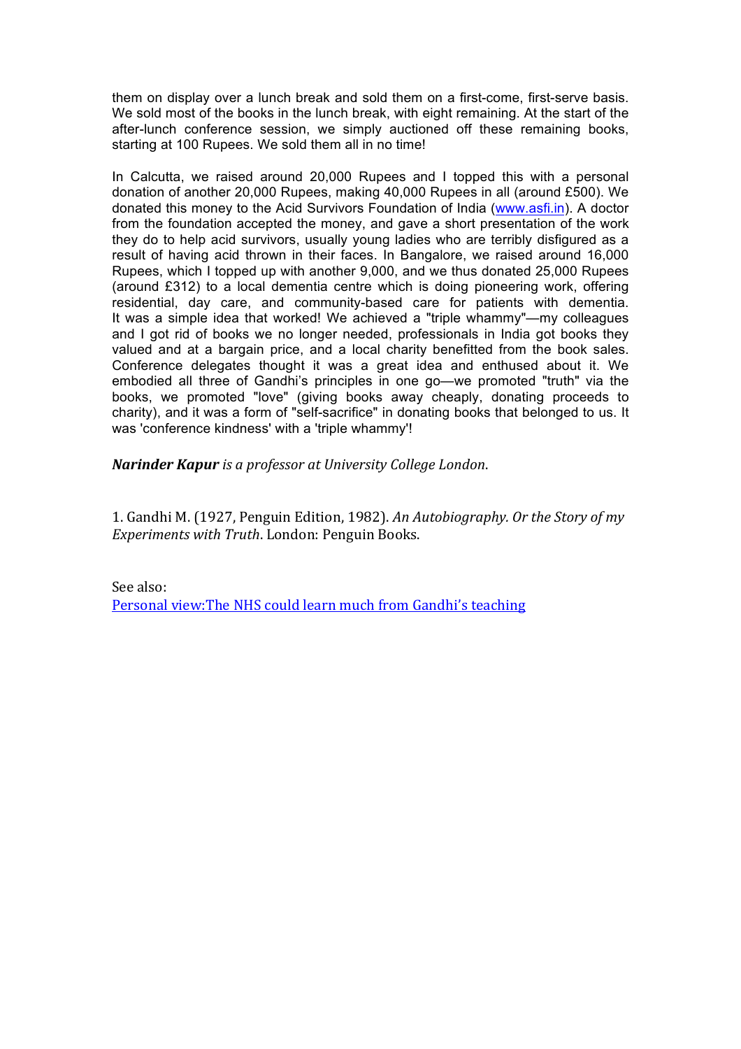them on display over a lunch break and sold them on a first-come, first-serve basis. We sold most of the books in the lunch break, with eight remaining. At the start of the after-lunch conference session, we simply auctioned off these remaining books, starting at 100 Rupees. We sold them all in no time!

In Calcutta, we raised around 20,000 Rupees and I topped this with a personal donation of another 20,000 Rupees, making 40,000 Rupees in all (around £500). We donated this money to the Acid Survivors Foundation of India ([www.asfi.in](www.asfi.in)). A doctor from the foundation accepted the money, and gave a short presentation of the work they do to help acid survivors, usually young ladies who are terribly disfigured as a result of having acid thrown in their faces. In Bangalore, we raised around 16,000 Rupees, which I topped up with another 9,000, and we thus donated 25,000 Rupees (around £312) to a local dementia centre which is doing pioneering work, offering residential, day care, and community-based care for patients with dementia. It was a simple idea that worked! We achieved a "triple whammy"—my colleagues and I got rid of books we no longer needed, professionals in India got books they valued and at a bargain price, and a local charity benefitted from the book sales. Conference delegates thought it was a great idea and enthused about it. We embodied all three of Gandhi's principles in one go—we promoted "truth" via the books, we promoted "love" (giving books away cheaply, donating proceeds to charity), and it was a form of "self-sacrifice" in donating books that belonged to us. It was 'conference kindness' with a 'triple whammy'!

***Narinder Kapur*** *is a professor at University College London.*

1. Gandhi M. (1927, Penguin Edition, 1982). *An Autobiography. Or the Story of my Experiments with Truth*. London: Penguin Books.

See also:
Personal view:The NHS could learn much from Gandhi's teaching